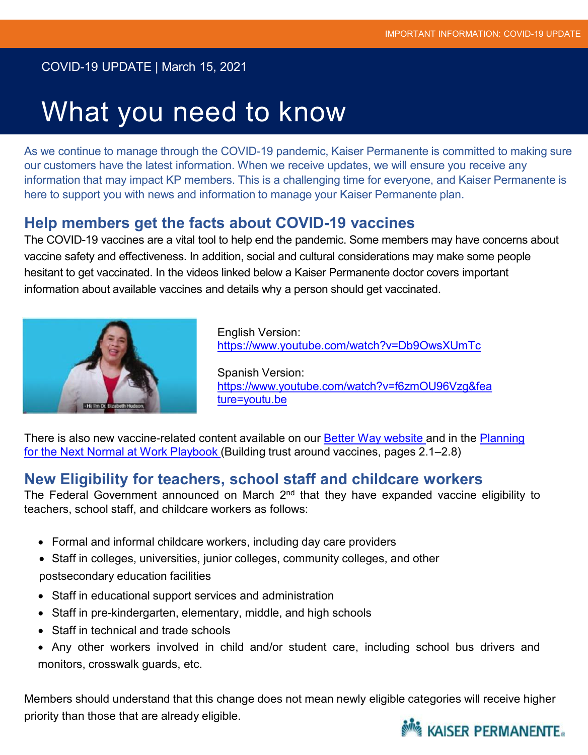IMPORTANT INFORMATION: COVID-19 UPDATE

COVID-19 UPDATE | March 15, 2021

# What you need to know

As we continue to manage through the COVID-19 pandemic, Kaiser Permanente is committed to making sure our customers have the latest information. When we receive updates, we will ensure you receive any information that may impact KP members. This is a challenging time for everyone, and Kaiser Permanente is here to support you with news and information to manage your Kaiser Permanente plan.

## Help members get the facts about COVID-19 vaccines

The COVID-19 vaccines are a vital tool to help end the pandemic. Some members may have concerns about vaccine safety and effectiveness. In addition, social and cultural considerations may make some people hesitant to get vaccinated. In the videos linked below a Kaiser Permanente doctor covers important information about available vaccines and details why a person should get vaccinated.

English Version:
https://www.youtube.com/watch?v=Db9OwsXUmTc

Spanish Version:
https://www.youtube.com/watch?v=f6zmOU96Vzg&feature=youtu.be

There is also new vaccine-related content available on our Better Way website and in the Planning for the Next Normal at Work Playbook (Building trust around vaccines, pages 2.1–2.8)

## New Eligibility for teachers, school staff and childcare workers

The Federal Government announced on March 2nd that they have expanded vaccine eligibility to teachers, school staff, and childcare workers as follows:

- Formal and informal childcare workers, including day care providers
- Staff in colleges, universities, junior colleges, community colleges, and other postsecondary education facilities
- Staff in educational support services and administration
- Staff in pre-kindergarten, elementary, middle, and high schools
- Staff in technical and trade schools
- Any other workers involved in child and/or student care, including school bus drivers and monitors, crosswalk guards, etc.

Members should understand that this change does not mean newly eligible categories will receive higher priority than those that are already eligible.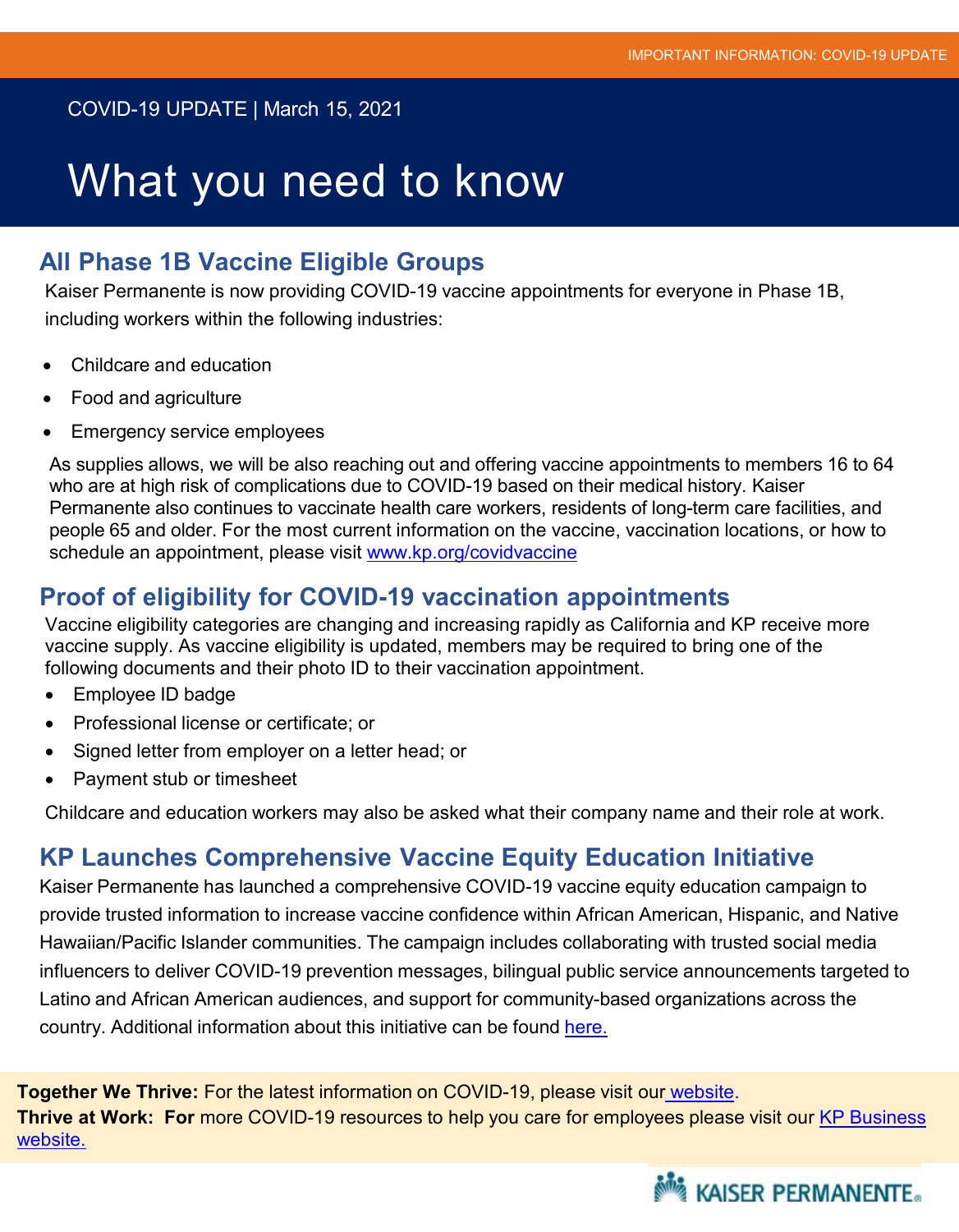IMPORTANT INFORMATION: COVID-19 UPDATE

COVID-19 UPDATE | March 15, 2021

# What you need to know

## All Phase 1B Vaccine Eligible Groups

Kaiser Permanente is now providing COVID-19 vaccine appointments for everyone in Phase 1B, including workers within the following industries:

- Childcare and education
- Food and agriculture
- Emergency service employees

As supplies allows, we will be also reaching out and offering vaccine appointments to members 16 to 64 who are at high risk of complications due to COVID-19 based on their medical history. Kaiser Permanente also continues to vaccinate health care workers, residents of long-term care facilities, and people 65 and older. For the most current information on the vaccine, vaccination locations, or how to schedule an appointment, please visit www.kp.org/covidvaccine

## Proof of eligibility for COVID-19 vaccination appointments

Vaccine eligibility categories are changing and increasing rapidly as California and KP receive more vaccine supply. As vaccine eligibility is updated, members may be required to bring one of the following documents and their photo ID to their vaccination appointment.

- Employee ID badge
- Professional license or certificate; or
- Signed letter from employer on a letter head; or
- Payment stub or timesheet

Childcare and education workers may also be asked what their company name and their role at work.

## KP Launches Comprehensive Vaccine Equity Education Initiative

Kaiser Permanente has launched a comprehensive COVID-19 vaccine equity education campaign to provide trusted information to increase vaccine confidence within African American, Hispanic, and Native Hawaiian/Pacific Islander communities. The campaign includes collaborating with trusted social media influencers to deliver COVID-19 prevention messages, bilingual public service announcements targeted to Latino and African American audiences, and support for community-based organizations across the country. Additional information about this initiative can be found here.

**Together We Thrive:** For the latest information on COVID-19, please visit our website.
**Thrive at Work: For** more COVID-19 resources to help you care for employees please visit our KP Business website.

KAISER PERMANENTE®